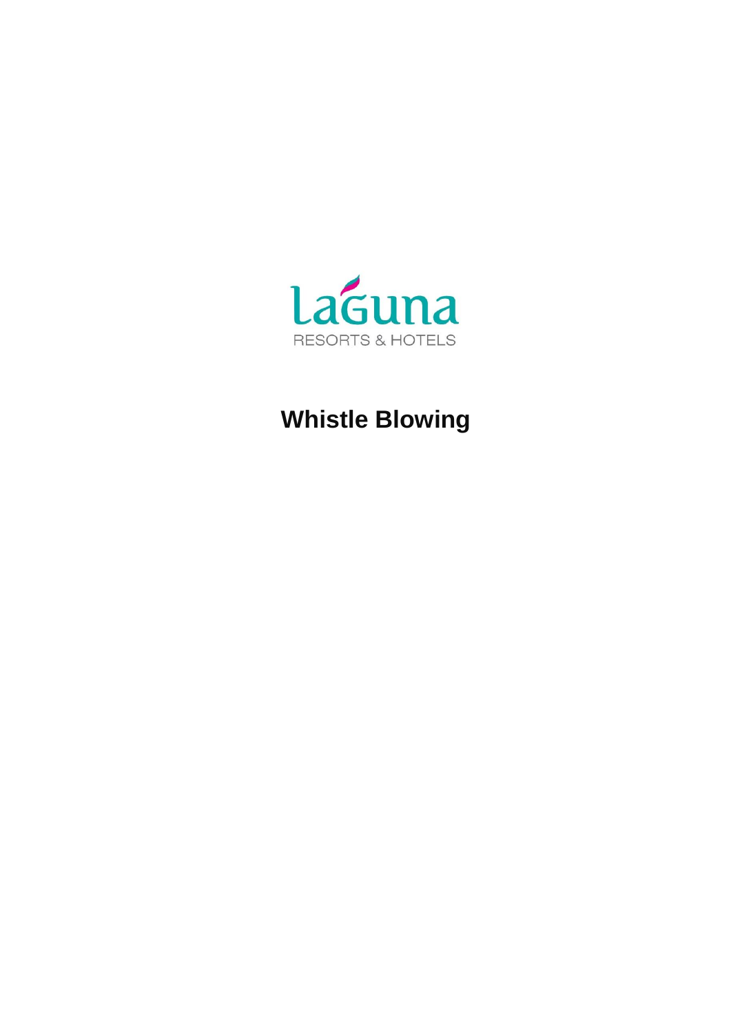Laguna
RESORTS & HOTELS

# Whistle Blowing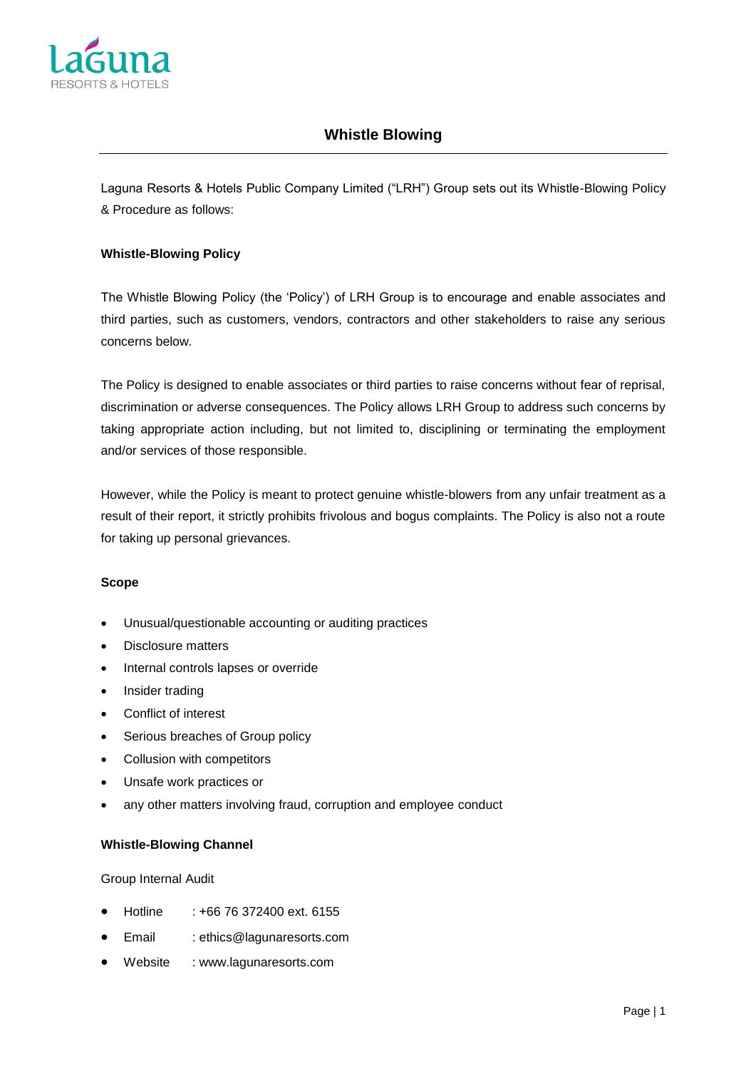# Whistle Blowing

Laguna Resorts & Hotels Public Company Limited ("LRH") Group sets out its Whistle-Blowing Policy & Procedure as follows:

**Whistle-Blowing Policy**

The Whistle Blowing Policy (the 'Policy') of LRH Group is to encourage and enable associates and third parties, such as customers, vendors, contractors and other stakeholders to raise any serious concerns below.

The Policy is designed to enable associates or third parties to raise concerns without fear of reprisal, discrimination or adverse consequences. The Policy allows LRH Group to address such concerns by taking appropriate action including, but not limited to, disciplining or terminating the employment and/or services of those responsible.

However, while the Policy is meant to protect genuine whistle-blowers from any unfair treatment as a result of their report, it strictly prohibits frivolous and bogus complaints. The Policy is also not a route for taking up personal grievances.

**Scope**

- Unusual/questionable accounting or auditing practices
- Disclosure matters
- Internal controls lapses or override
- Insider trading
- Conflict of interest
- Serious breaches of Group policy
- Collusion with competitors
- Unsafe work practices or
- any other matters involving fraud, corruption and employee conduct

**Whistle-Blowing Channel**

Group Internal Audit

- Hotline : +66 76 372400 ext. 6155
- Email : ethics@lagunaresorts.com
- Website : www.lagunaresorts.com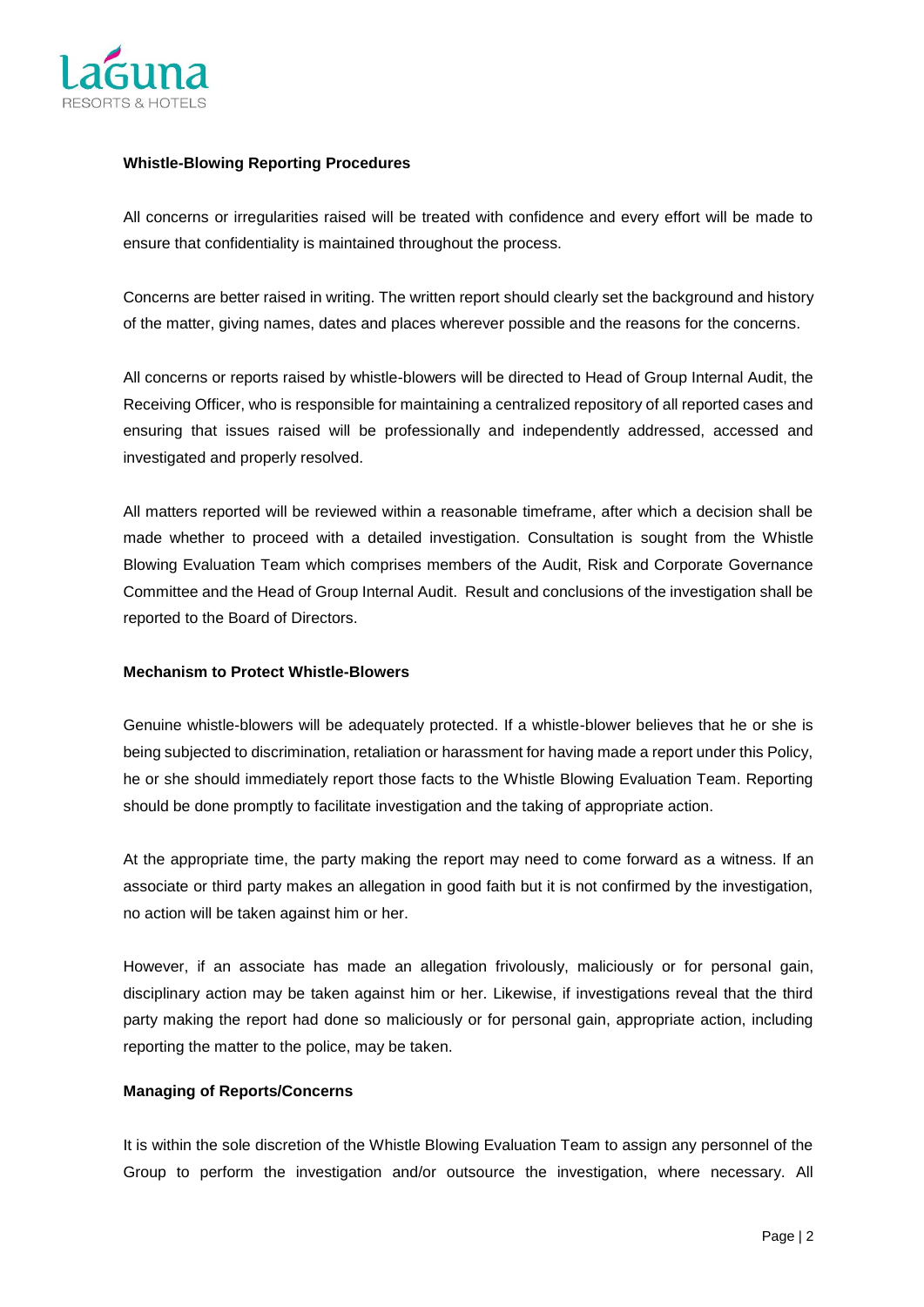**Whistle-Blowing Reporting Procedures**

All concerns or irregularities raised will be treated with confidence and every effort will be made to ensure that confidentiality is maintained throughout the process.

Concerns are better raised in writing. The written report should clearly set the background and history of the matter, giving names, dates and places wherever possible and the reasons for the concerns.

All concerns or reports raised by whistle-blowers will be directed to Head of Group Internal Audit, the Receiving Officer, who is responsible for maintaining a centralized repository of all reported cases and ensuring that issues raised will be professionally and independently addressed, accessed and investigated and properly resolved.

All matters reported will be reviewed within a reasonable timeframe, after which a decision shall be made whether to proceed with a detailed investigation. Consultation is sought from the Whistle Blowing Evaluation Team which comprises members of the Audit, Risk and Corporate Governance Committee and the Head of Group Internal Audit. Result and conclusions of the investigation shall be reported to the Board of Directors.

**Mechanism to Protect Whistle-Blowers**

Genuine whistle-blowers will be adequately protected. If a whistle-blower believes that he or she is being subjected to discrimination, retaliation or harassment for having made a report under this Policy, he or she should immediately report those facts to the Whistle Blowing Evaluation Team. Reporting should be done promptly to facilitate investigation and the taking of appropriate action.

At the appropriate time, the party making the report may need to come forward as a witness. If an associate or third party makes an allegation in good faith but it is not confirmed by the investigation, no action will be taken against him or her.

However, if an associate has made an allegation frivolously, maliciously or for personal gain, disciplinary action may be taken against him or her. Likewise, if investigations reveal that the third party making the report had done so maliciously or for personal gain, appropriate action, including reporting the matter to the police, may be taken.

**Managing of Reports/Concerns**

It is within the sole discretion of the Whistle Blowing Evaluation Team to assign any personnel of the Group to perform the investigation and/or outsource the investigation, where necessary. All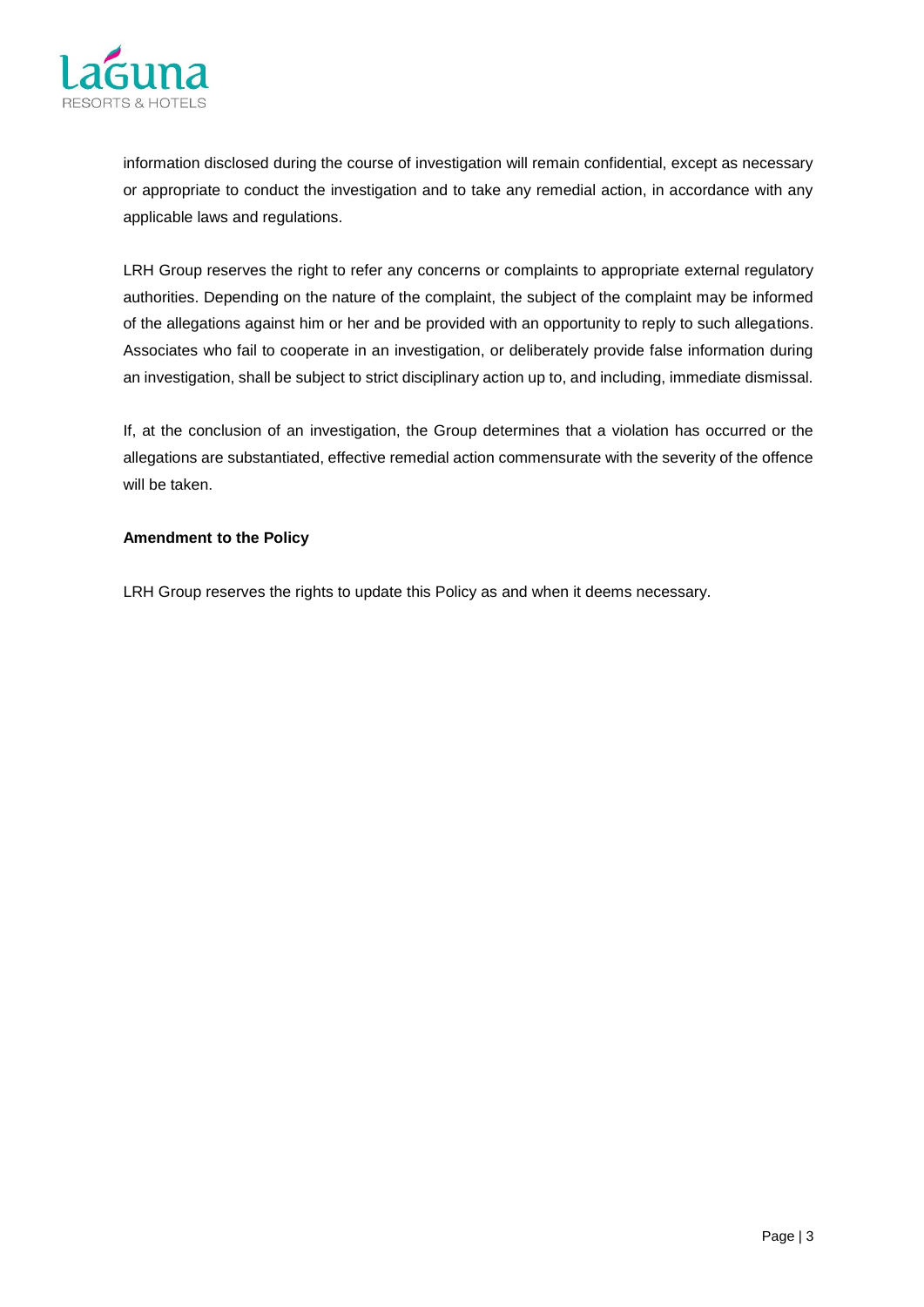information disclosed during the course of investigation will remain confidential, except as necessary or appropriate to conduct the investigation and to take any remedial action, in accordance with any applicable laws and regulations.

LRH Group reserves the right to refer any concerns or complaints to appropriate external regulatory authorities. Depending on the nature of the complaint, the subject of the complaint may be informed of the allegations against him or her and be provided with an opportunity to reply to such allegations. Associates who fail to cooperate in an investigation, or deliberately provide false information during an investigation, shall be subject to strict disciplinary action up to, and including, immediate dismissal.

If, at the conclusion of an investigation, the Group determines that a violation has occurred or the allegations are substantiated, effective remedial action commensurate with the severity of the offence will be taken.

**Amendment to the Policy**

LRH Group reserves the rights to update this Policy as and when it deems necessary.